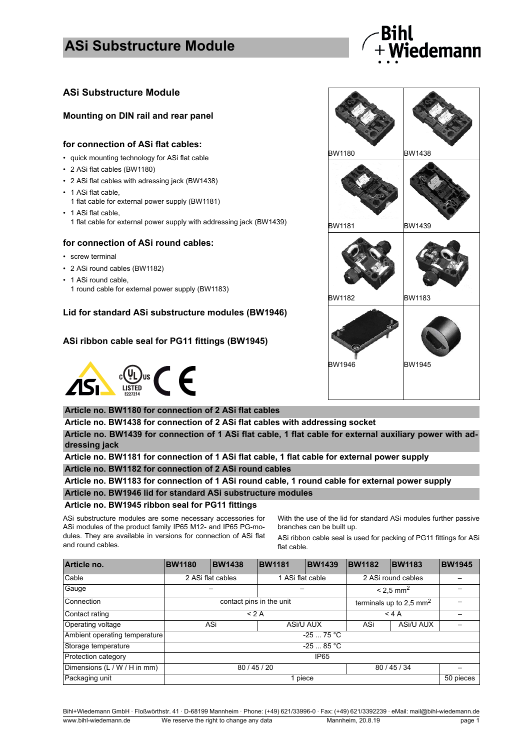# ASi Substructure Module

## ASi Substructure Module

### Mounting on DIN rail and rear panel

### for connection of ASi flat cables:

- quick mounting technology for ASi flat cable
- 2 ASi flat cables (BW1180)
- 2 ASi flat cables with adressing jack (BW1438)
- 1 ASi flat cable,
  1 flat cable for external power supply (BW1181)
- 1 ASi flat cable,
  1 flat cable for external power supply with addressing jack (BW1439)

### for connection of ASi round cables:

- screw terminal
- 2 ASi round cables (BW1182)
- 1 ASi round cable,
  1 round cable for external power supply (BW1183)

### Lid for standard ASi substructure modules (BW1946)

### ASi ribbon cable seal for PG11 fittings (BW1945)

BW1180 | BW1438 | BW1181 | BW1439 | BW1182 | BW1183 | BW1946 | BW1945

**Article no. BW1180 for connection of 2 ASi flat cables**

**Article no. BW1438 for connection of 2 ASi flat cables with addressing socket**

**Article no. BW1439 for connection of 1 ASi flat cable, 1 flat cable for external auxiliary power with addressing jack**

**Article no. BW1181 for connection of 1 ASi flat cable, 1 flat cable for external power supply**

**Article no. BW1182 for connection of 2 ASi round cables**

**Article no. BW1183 for connection of 1 ASi round cable, 1 round cable for external power supply**

**Article no. BW1946 lid for standard ASi substructure modules**

**Article no. BW1945 ribbon seal for PG11 fittings**

ASi substructure modules are some necessary accessories for ASi modules of the product family IP65 M12- and IP65 PG-modules. They are available in versions for connection of ASi flat and round cables.

With the use of the lid for standard ASi modules further passive branches can be built up.

ASi ribbon cable seal is used for packing of PG11 fittings for ASi flat cable.

| Article no. | BW1180 | BW1438 | BW1181 | BW1439 | BW1182 | BW1183 | BW1945 |
|---|---|---|---|---|---|---|---|
| Cable | 2 ASi flat cables | | 1 ASi flat cable | | 2 ASi round cables | | – |
| Gauge | – | | – | | < 2,5 mm$^2$ | | – |
| Connection | contact pins in the unit | | | | terminals up to 2,5 mm$^2$ | | – |
| Contact rating | < 2 A | | | | < 4 A | | – |
| Operating voltage | ASi | | ASi/U AUX | | ASi | ASi/U AUX | – |
| Ambient operating temperature | -25 ... 75 °C | | | | | | |
| Storage temperature | -25 ... 85 °C | | | | | | |
| Protection category | IP65 | | | | | | |
| Dimensions (L / W / H in mm) | 80 / 45 / 20 | | | | 80 / 45 / 34 | | – |
| Packaging unit | 1 piece | | | | | | 50 pieces |

Bihl+Wiedemann GmbH · Floßwörthstr. 41 · D-68199 Mannheim · Phone: (+49) 621/33996-0 · Fax: (+49) 621/3392239 · eMail: mail@bihl-wiedemann.de
www.bihl-wiedemann.de · We reserve the right to change any data · Mannheim, 20.8.19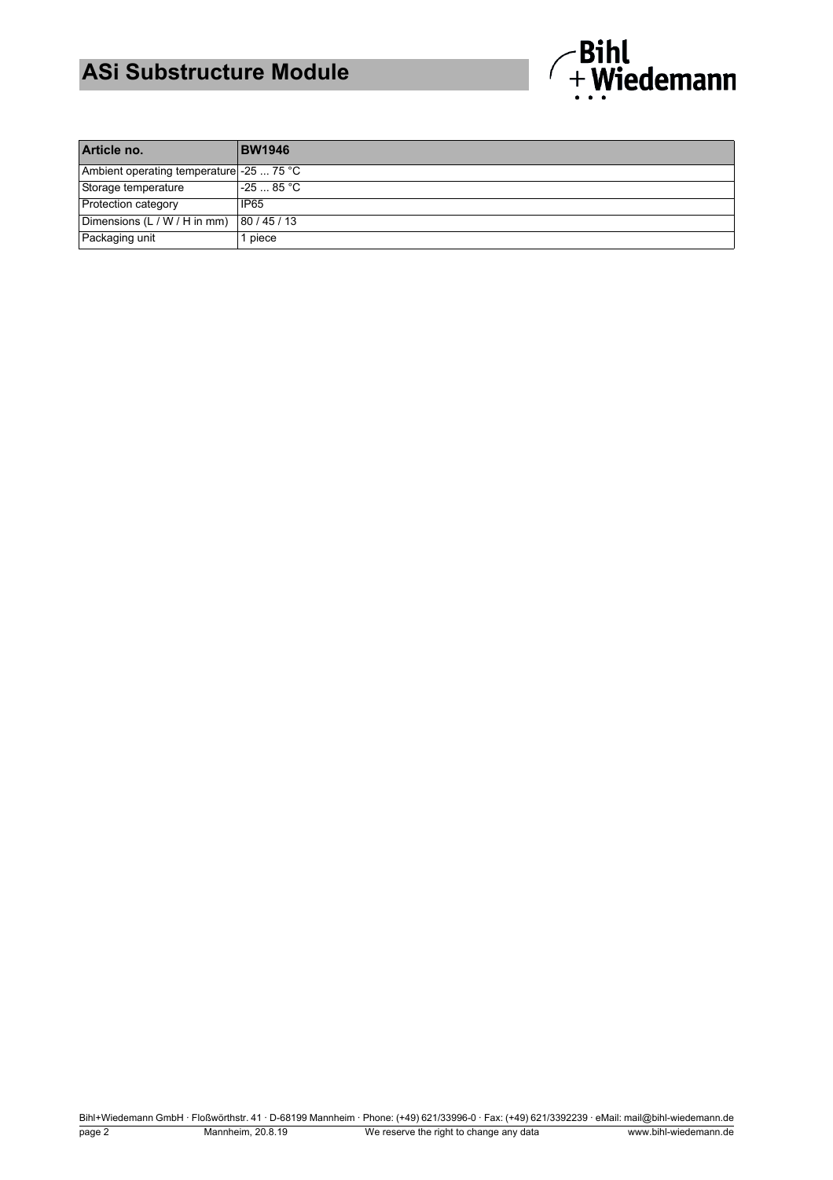# ASi Substructure Module

| Article no. | BW1946 |
| --- | --- |
| Ambient operating temperature | -25 ... 75 °C |
| Storage temperature | -25 ... 85 °C |
| Protection category | IP65 |
| Dimensions (L / W / H in mm) | 80 / 45 / 13 |
| Packaging unit | 1 piece |